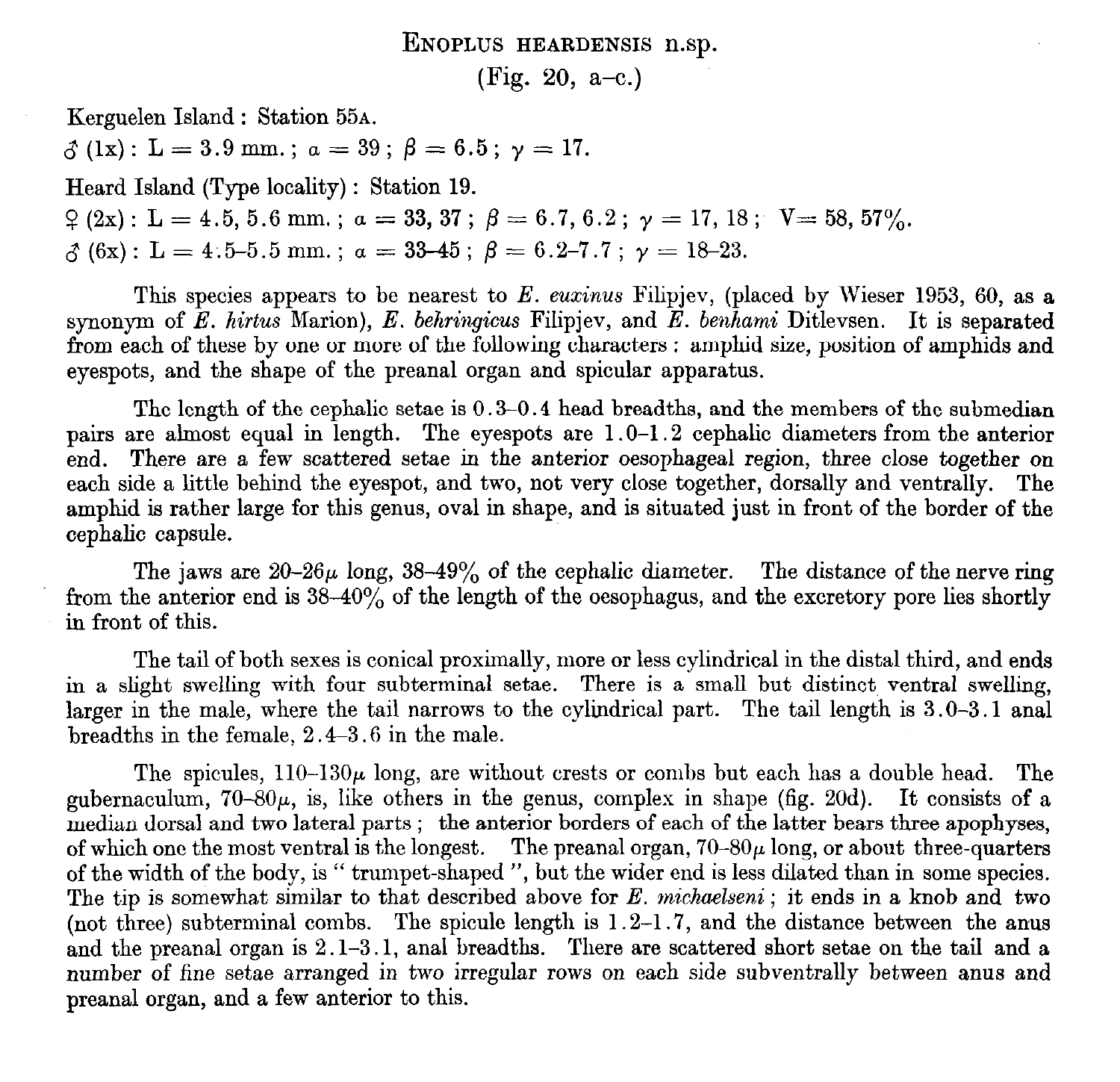## ENOPLUS HEARDENSIS n.sp.

(Fig. 20, a–c.)

Kerguelen Island : Station 55A.

♂ (1x) : L = 3.9 mm. ; $\alpha = 39$ ; $\beta = 6.5$ ; $\gamma = 17$.

Heard Island (Type locality) : Station 19.

♀ (2x) : L = 4.5, 5.6 mm. ; $\alpha = 33, 37$ ; $\beta = 6.7, 6.2$ ; $\gamma = 17, 18$ ; V = 58, 57%.

♂ (6x) : L = 4.5–5.5 mm. ; $\alpha = 33\text{–}45$ ; $\beta = 6.2\text{–}7.7$ ; $\gamma = 18\text{–}23$.

This species appears to be nearest to *E. euxinus* Filipjev, (placed by Wieser 1953, 60, as a synonym of *E. hirtus* Marion), *E. behringicus* Filipjev, and *E. benhami* Ditlevsen. It is separated from each of these by one or more of the following characters : amphid size, position of amphids and eyespots, and the shape of the preanal organ and spicular apparatus.

The length of the cephalic setae is 0.3–0.4 head breadths, and the members of the submedian pairs are almost equal in length. The eyespots are 1.0–1.2 cephalic diameters from the anterior end. There are a few scattered setae in the anterior oesophageal region, three close together on each side a little behind the eyespot, and two, not very close together, dorsally and ventrally. The amphid is rather large for this genus, oval in shape, and is situated just in front of the border of the cephalic capsule.

The jaws are 20–26$\mu$ long, 38–49% of the cephalic diameter. The distance of the nerve ring from the anterior end is 38–40% of the length of the oesophagus, and the excretory pore lies shortly in front of this.

The tail of both sexes is conical proximally, more or less cylindrical in the distal third, and ends in a slight swelling with four subterminal setae. There is a small but distinct ventral swelling, larger in the male, where the tail narrows to the cylindrical part. The tail length is 3.0–3.1 anal breadths in the female, 2.4–3.6 in the male.

The spicules, 110–130$\mu$ long, are without crests or combs but each has a double head. The gubernaculum, 70–80$\mu$, is, like others in the genus, complex in shape (fig. 20d). It consists of a median dorsal and two lateral parts ; the anterior borders of each of the latter bears three apophyses, of which one the most ventral is the longest. The preanal organ, 70–80$\mu$ long, or about three-quarters of the width of the body, is " trumpet-shaped ", but the wider end is less dilated than in some species. The tip is somewhat similar to that described above for *E. michaelseni* ; it ends in a knob and two (not three) subterminal combs. The spicule length is 1.2–1.7, and the distance between the anus and the preanal organ is 2.1–3.1, anal breadths. There are scattered short setae on the tail and a number of fine setae arranged in two irregular rows on each side subventrally between anus and preanal organ, and a few anterior to this.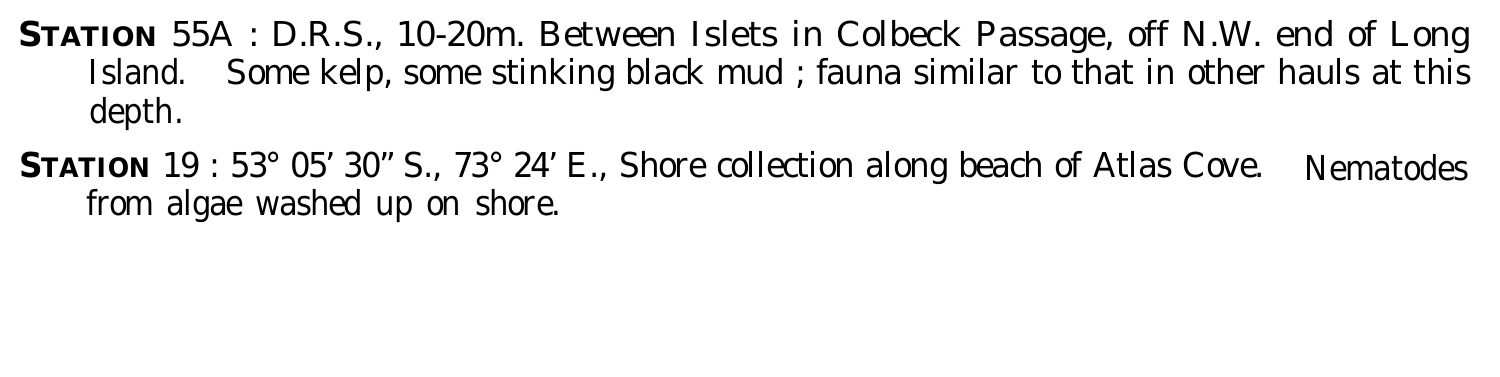**STATION** 55A : D.R.S., 10-20m. Between Islets in Colbeck Passage, off N.W. end of Long Island. Some kelp, some stinking black mud ; fauna similar to that in other hauls at this depth.

**STATION** 19 : 53° 05′ 30″ S., 73° 24′ E., Shore collection along beach of Atlas Cove. Nematodes from algae washed up on shore.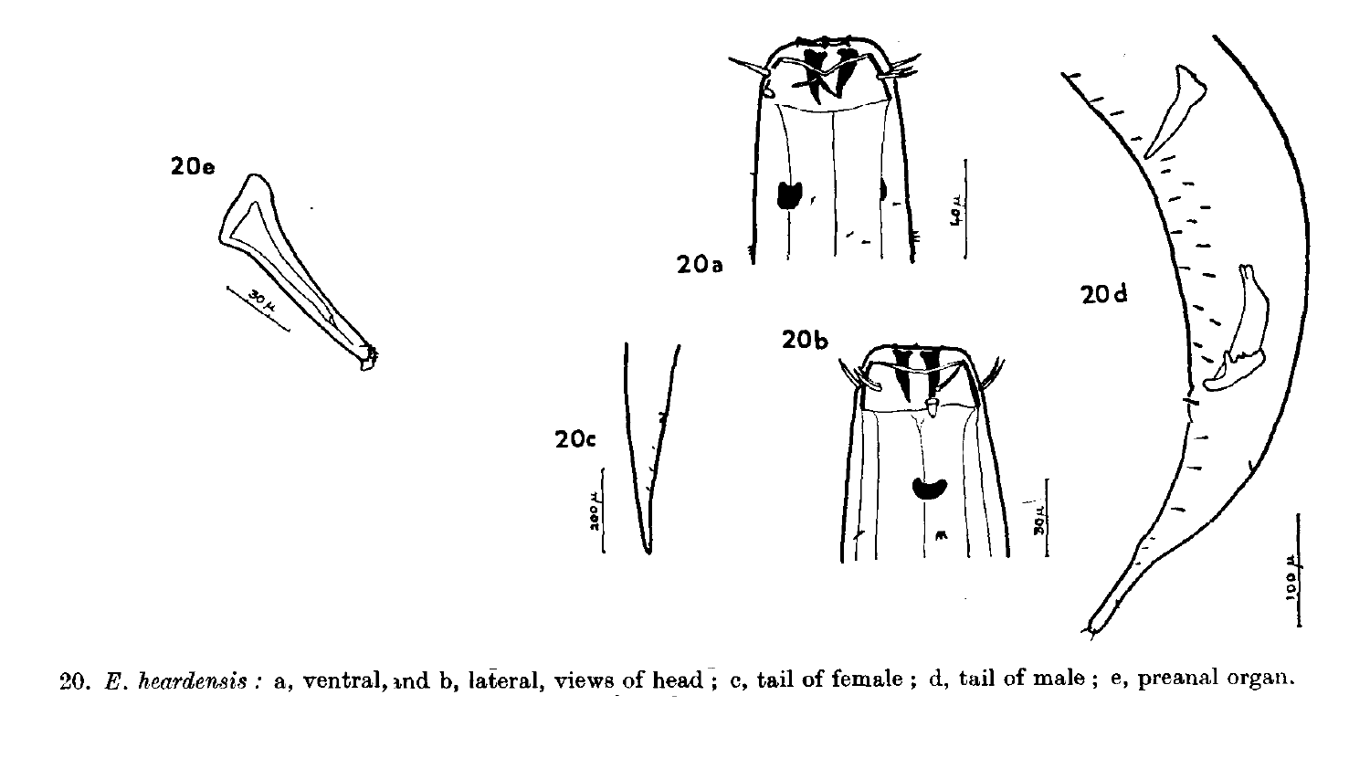20e

30 μ

20a

40 μ

20b

30 μ

20c

200 μ

20d

100 μ

20. *E. heardensis* : a, ventral, and b, lateral, views of head ; c, tail of female ; d, tail of male ; e, preanal organ.